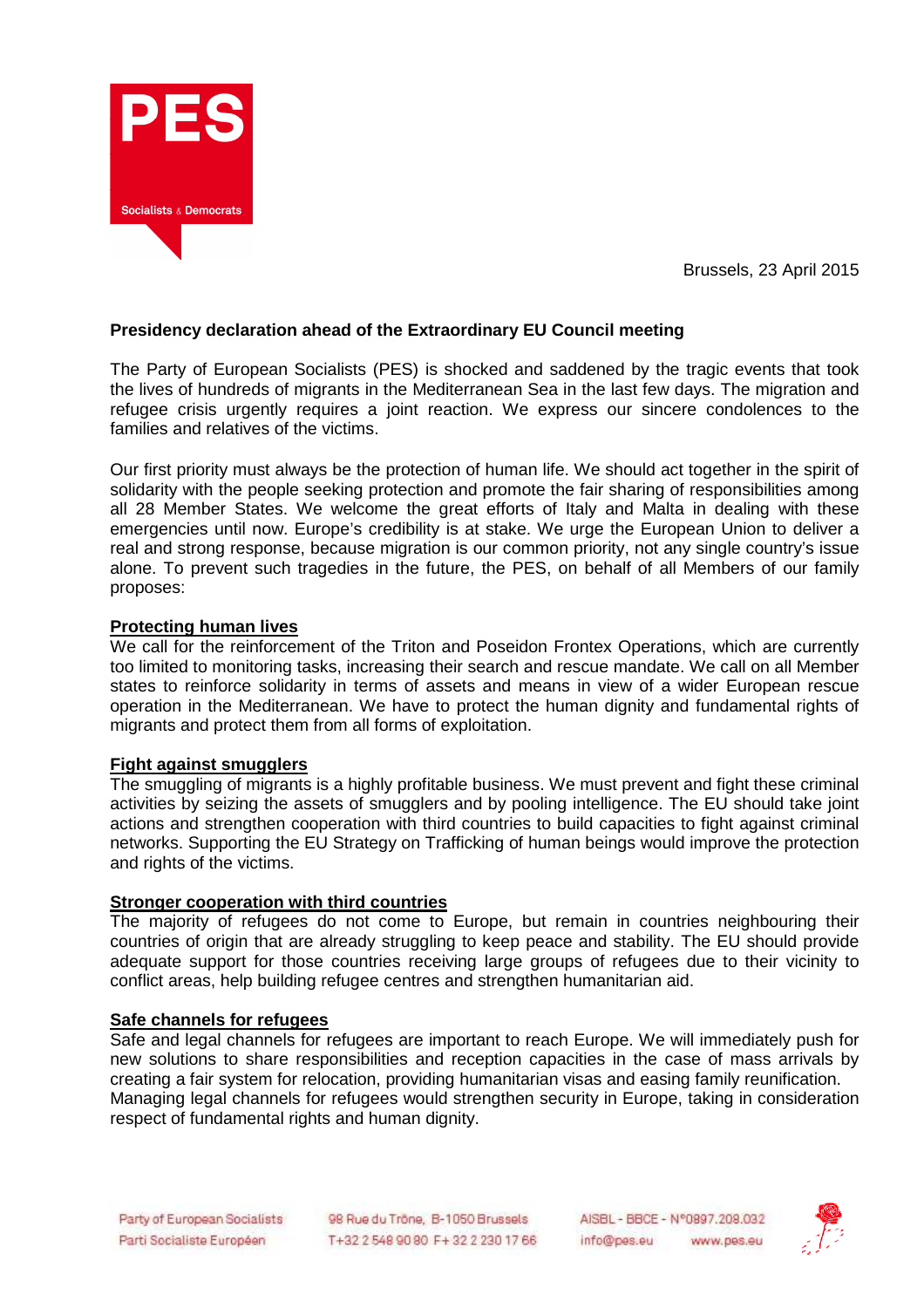Brussels, 23 April 2015

**Presidency declaration ahead of the Extraordinary EU Council meeting**

The Party of European Socialists (PES) is shocked and saddened by the tragic events that took the lives of hundreds of migrants in the Mediterranean Sea in the last few days. The migration and refugee crisis urgently requires a joint reaction. We express our sincere condolences to the families and relatives of the victims.

Our first priority must always be the protection of human life. We should act together in the spirit of solidarity with the people seeking protection and promote the fair sharing of responsibilities among all 28 Member States. We welcome the great efforts of Italy and Malta in dealing with these emergencies until now. Europe's credibility is at stake. We urge the European Union to deliver a real and strong response, because migration is our common priority, not any single country's issue alone. To prevent such tragedies in the future, the PES, on behalf of all Members of our family proposes:

**Protecting human lives**

We call for the reinforcement of the Triton and Poseidon Frontex Operations, which are currently too limited to monitoring tasks, increasing their search and rescue mandate. We call on all Member states to reinforce solidarity in terms of assets and means in view of a wider European rescue operation in the Mediterranean. We have to protect the human dignity and fundamental rights of migrants and protect them from all forms of exploitation.

**Fight against smugglers**

The smuggling of migrants is a highly profitable business. We must prevent and fight these criminal activities by seizing the assets of smugglers and by pooling intelligence. The EU should take joint actions and strengthen cooperation with third countries to build capacities to fight against criminal networks. Supporting the EU Strategy on Trafficking of human beings would improve the protection and rights of the victims.

**Stronger cooperation with third countries**

The majority of refugees do not come to Europe, but remain in countries neighbouring their countries of origin that are already struggling to keep peace and stability. The EU should provide adequate support for those countries receiving large groups of refugees due to their vicinity to conflict areas, help building refugee centres and strengthen humanitarian aid.

**Safe channels for refugees**

Safe and legal channels for refugees are important to reach Europe. We will immediately push for new solutions to share responsibilities and reception capacities in the case of mass arrivals by creating a fair system for relocation, providing humanitarian visas and easing family reunification.
Managing legal channels for refugees would strengthen security in Europe, taking in consideration respect of fundamental rights and human dignity.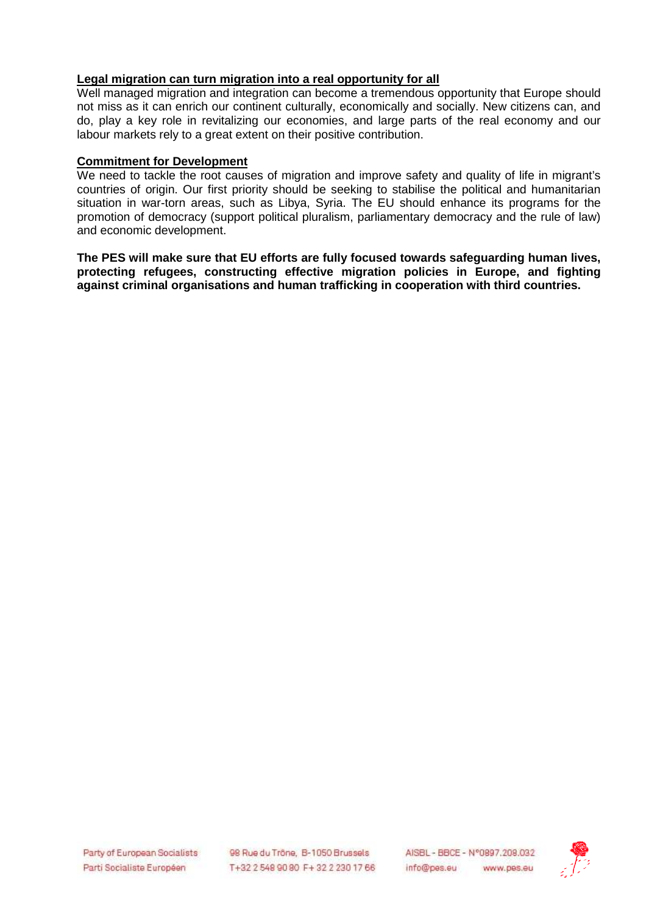**<u>Legal migration can turn migration into a real opportunity for all</u>**

Well managed migration and integration can become a tremendous opportunity that Europe should not miss as it can enrich our continent culturally, economically and socially. New citizens can, and do, play a key role in revitalizing our economies, and large parts of the real economy and our labour markets rely to a great extent on their positive contribution.

**<u>Commitment for Development</u>**

We need to tackle the root causes of migration and improve safety and quality of life in migrant's countries of origin. Our first priority should be seeking to stabilise the political and humanitarian situation in war-torn areas, such as Libya, Syria. The EU should enhance its programs for the promotion of democracy (support political pluralism, parliamentary democracy and the rule of law) and economic development.

**The PES will make sure that EU efforts are fully focused towards safeguarding human lives, protecting refugees, constructing effective migration policies in Europe, and fighting against criminal organisations and human trafficking in cooperation with third countries.**